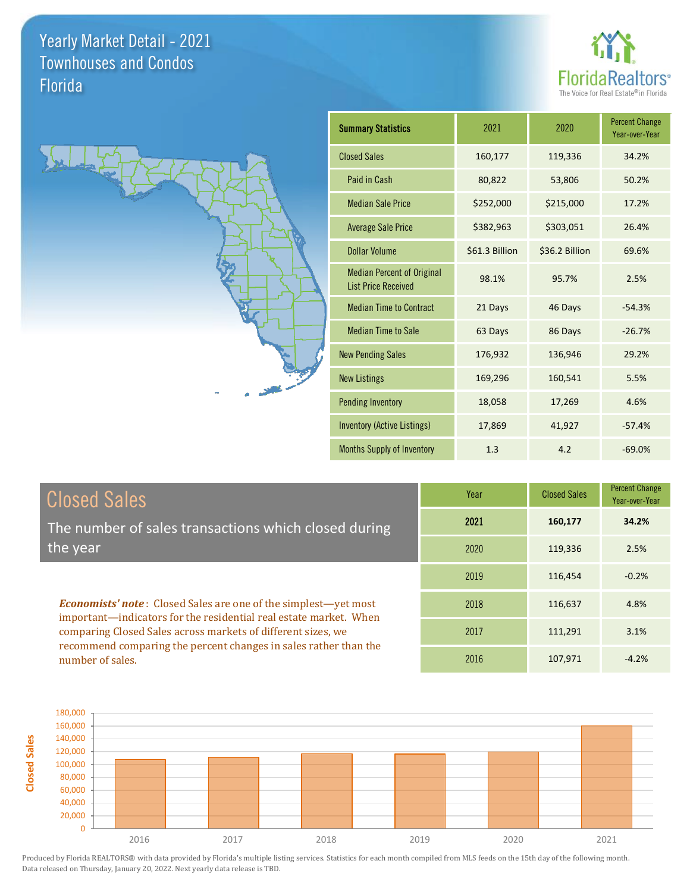# Yearly Market Detail - 2021
## Townhouses and Condos
## Florida

| Summary Statistics | 2021 | 2020 | Percent Change Year-over-Year |
|---|---|---|---|
| Closed Sales | 160,177 | 119,336 | 34.2% |
| Paid in Cash | 80,822 | 53,806 | 50.2% |
| Median Sale Price | $252,000 | $215,000 | 17.2% |
| Average Sale Price | $382,963 | $303,051 | 26.4% |
| Dollar Volume | $61.3 Billion | $36.2 Billion | 69.6% |
| Median Percent of Original List Price Received | 98.1% | 95.7% | 2.5% |
| Median Time to Contract | 21 Days | 46 Days | -54.3% |
| Median Time to Sale | 63 Days | 86 Days | -26.7% |
| New Pending Sales | 176,932 | 136,946 | 29.2% |
| New Listings | 169,296 | 160,541 | 5.5% |
| Pending Inventory | 18,058 | 17,269 | 4.6% |
| Inventory (Active Listings) | 17,869 | 41,927 | -57.4% |
| Months Supply of Inventory | 1.3 | 4.2 | -69.0% |

## Closed Sales

The number of sales transactions which closed during the year

***Economists' note***: Closed Sales are one of the simplest—yet most important—indicators for the residential real estate market. When comparing Closed Sales across markets of different sizes, we recommend comparing the percent changes in sales rather than the number of sales.

| Year | Closed Sales | Percent Change Year-over-Year |
|---|---|---|
| **2021** | **160,177** | **34.2%** |
| 2020 | 119,336 | 2.5% |
| 2019 | 116,454 | -0.2% |
| 2018 | 116,637 | 4.8% |
| 2017 | 111,291 | 3.1% |
| 2016 | 107,971 | -4.2% |

Produced by Florida REALTORS® with data provided by Florida's multiple listing services. Statistics for each month compiled from MLS feeds on the 15th day of the following month. Data released on Thursday, January 20, 2022. Next yearly data release is TBD.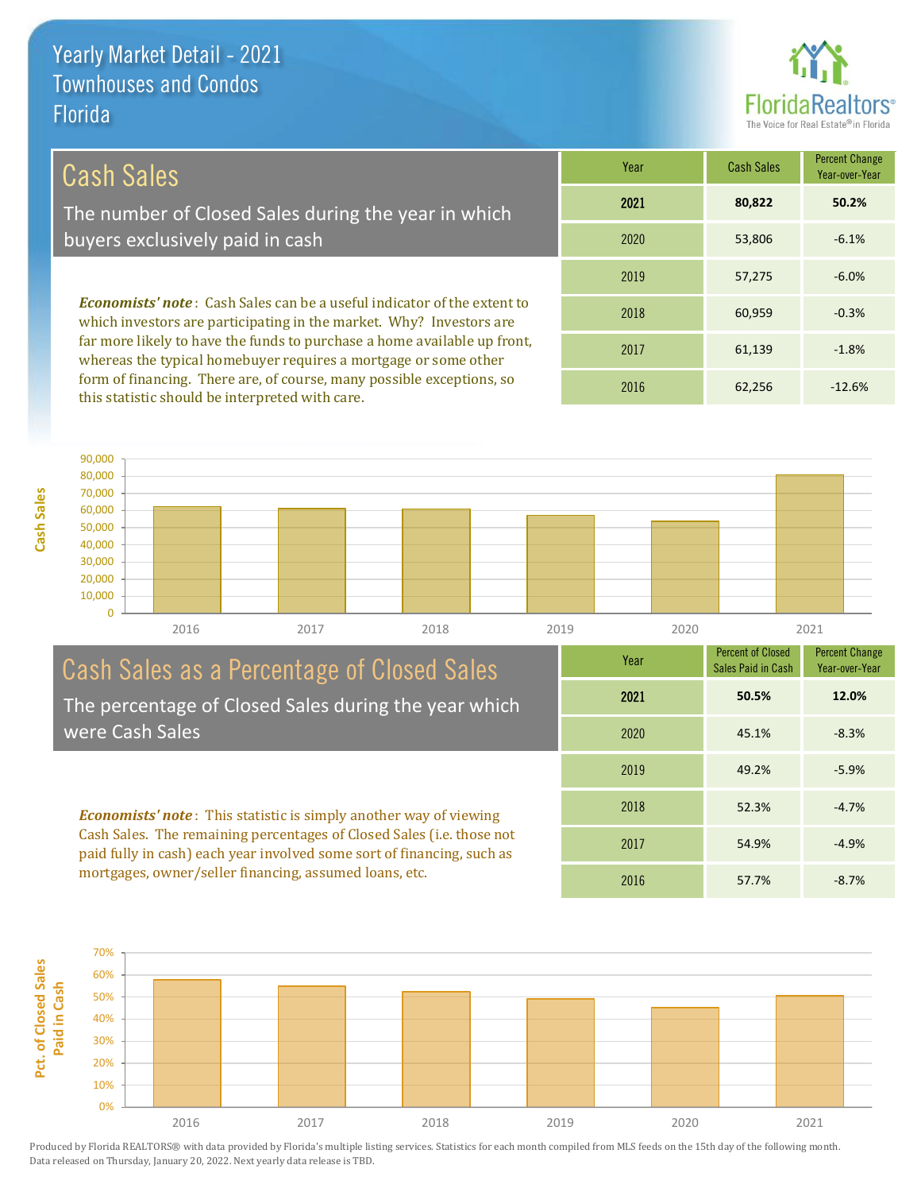# Yearly Market Detail - 2021
## Townhouses and Condos
## Florida

## Cash Sales

The number of Closed Sales during the year in which buyers exclusively paid in cash

***Economists' note***: Cash Sales can be a useful indicator of the extent to which investors are participating in the market. Why? Investors are far more likely to have the funds to purchase a home available up front, whereas the typical homebuyer requires a mortgage or some other form of financing. There are, of course, many possible exceptions, so this statistic should be interpreted with care.

| Year | Cash Sales | Percent Change Year-over-Year |
|---|---|---|
| **2021** | **80,822** | **50.2%** |
| 2020 | 53,806 | -6.1% |
| 2019 | 57,275 | -6.0% |
| 2018 | 60,959 | -0.3% |
| 2017 | 61,139 | -1.8% |
| 2016 | 62,256 | -12.6% |

## Cash Sales as a Percentage of Closed Sales

The percentage of Closed Sales during the year which were Cash Sales

***Economists' note***: This statistic is simply another way of viewing Cash Sales. The remaining percentages of Closed Sales (i.e. those not paid fully in cash) each year involved some sort of financing, such as mortgages, owner/seller financing, assumed loans, etc.

| Year | Percent of Closed Sales Paid in Cash | Percent Change Year-over-Year |
|---|---|---|
| **2021** | **50.5%** | **12.0%** |
| 2020 | 45.1% | -8.3% |
| 2019 | 49.2% | -5.9% |
| 2018 | 52.3% | -4.7% |
| 2017 | 54.9% | -4.9% |
| 2016 | 57.7% | -8.7% |

Produced by Florida REALTORS® with data provided by Florida's multiple listing services. Statistics for each month compiled from MLS feeds on the 15th day of the following month. Data released on Thursday, January 20, 2022. Next yearly data release is TBD.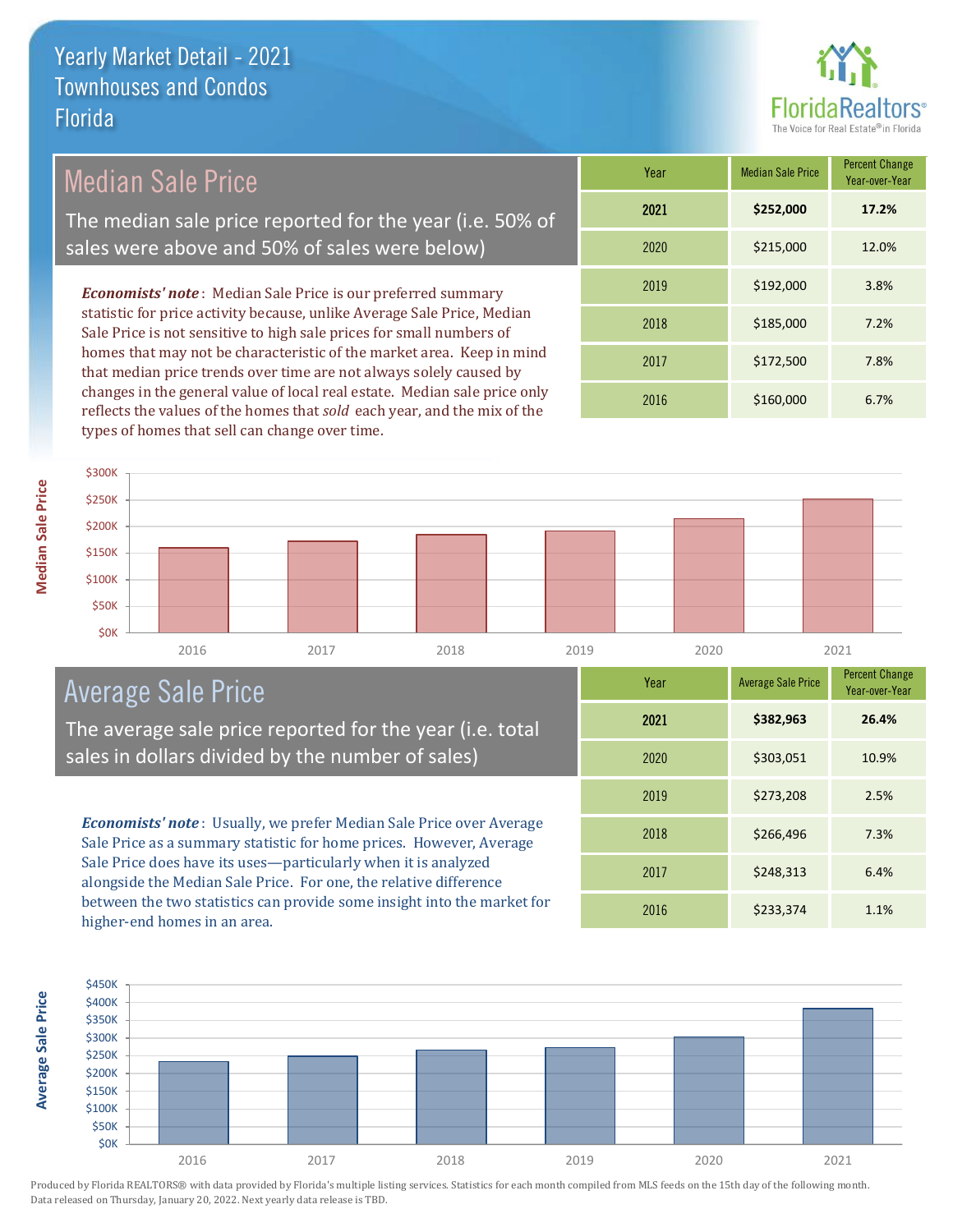# Yearly Market Detail - 2021
## Townhouses and Condos
## Florida

FloridaRealtors® The Voice for Real Estate® in Florida

## Median Sale Price

The median sale price reported for the year (i.e. 50% of sales were above and 50% of sales were below)

***Economists' note***: Median Sale Price is our preferred summary statistic for price activity because, unlike Average Sale Price, Median Sale Price is not sensitive to high sale prices for small numbers of homes that may not be characteristic of the market area. Keep in mind that median price trends over time are not always solely caused by changes in the general value of local real estate. Median sale price only reflects the values of the homes that *sold* each year, and the mix of the types of homes that sell can change over time.

| Year | Median Sale Price | Percent Change Year-over-Year |
|---|---|---|
| **2021** | **$252,000** | **17.2%** |
| 2020 | $215,000 | 12.0% |
| 2019 | $192,000 | 3.8% |
| 2018 | $185,000 | 7.2% |
| 2017 | $172,500 | 7.8% |
| 2016 | $160,000 | 6.7% |

## Average Sale Price

The average sale price reported for the year (i.e. total sales in dollars divided by the number of sales)

***Economists' note***: Usually, we prefer Median Sale Price over Average Sale Price as a summary statistic for home prices. However, Average Sale Price does have its uses—particularly when it is analyzed alongside the Median Sale Price. For one, the relative difference between the two statistics can provide some insight into the market for higher-end homes in an area.

| Year | Average Sale Price | Percent Change Year-over-Year |
|---|---|---|
| **2021** | **$382,963** | **26.4%** |
| 2020 | $303,051 | 10.9% |
| 2019 | $273,208 | 2.5% |
| 2018 | $266,496 | 7.3% |
| 2017 | $248,313 | 6.4% |
| 2016 | $233,374 | 1.1% |

Produced by Florida REALTORS® with data provided by Florida's multiple listing services. Statistics for each month compiled from MLS feeds on the 15th day of the following month. Data released on Thursday, January 20, 2022. Next yearly data release is TBD.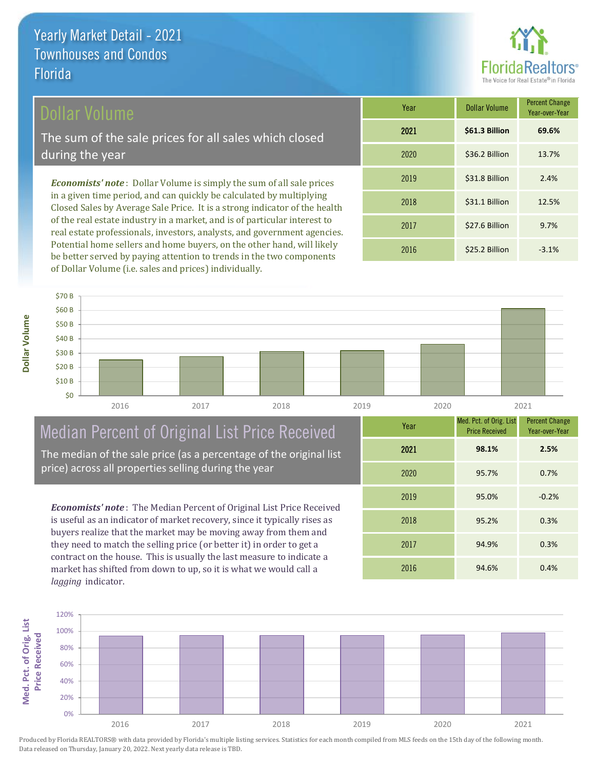# Yearly Market Detail - 2021
## Townhouses and Condos
## Florida

## Dollar Volume

The sum of the sale prices for all sales which closed during the year

*Economists' note*: Dollar Volume is simply the sum of all sale prices in a given time period, and can quickly be calculated by multiplying Closed Sales by Average Sale Price. It is a strong indicator of the health of the real estate industry in a market, and is of particular interest to real estate professionals, investors, analysts, and government agencies. Potential home sellers and home buyers, on the other hand, will likely be better served by paying attention to trends in the two components of Dollar Volume (i.e. sales and prices) individually.

| Year | Dollar Volume | Percent Change Year-over-Year |
|---|---|---|
| **2021** | **$61.3 Billion** | **69.6%** |
| 2020 | $36.2 Billion | 13.7% |
| 2019 | $31.8 Billion | 2.4% |
| 2018 | $31.1 Billion | 12.5% |
| 2017 | $27.6 Billion | 9.7% |
| 2016 | $25.2 Billion | -3.1% |

## Median Percent of Original List Price Received

The median of the sale price (as a percentage of the original list price) across all properties selling during the year

*Economists' note*: The Median Percent of Original List Price Received is useful as an indicator of market recovery, since it typically rises as buyers realize that the market may be moving away from them and they need to match the selling price (or better it) in order to get a contract on the house. This is usually the last measure to indicate a market has shifted from down to up, so it is what we would call a *lagging* indicator.

| Year | Med. Pct. of Orig. List Price Received | Percent Change Year-over-Year |
|---|---|---|
| **2021** | **98.1%** | **2.5%** |
| 2020 | 95.7% | 0.7% |
| 2019 | 95.0% | -0.2% |
| 2018 | 95.2% | 0.3% |
| 2017 | 94.9% | 0.3% |
| 2016 | 94.6% | 0.4% |

Produced by Florida REALTORS® with data provided by Florida's multiple listing services. Statistics for each month compiled from MLS feeds on the 15th day of the following month. Data released on Thursday, January 20, 2022. Next yearly data release is TBD.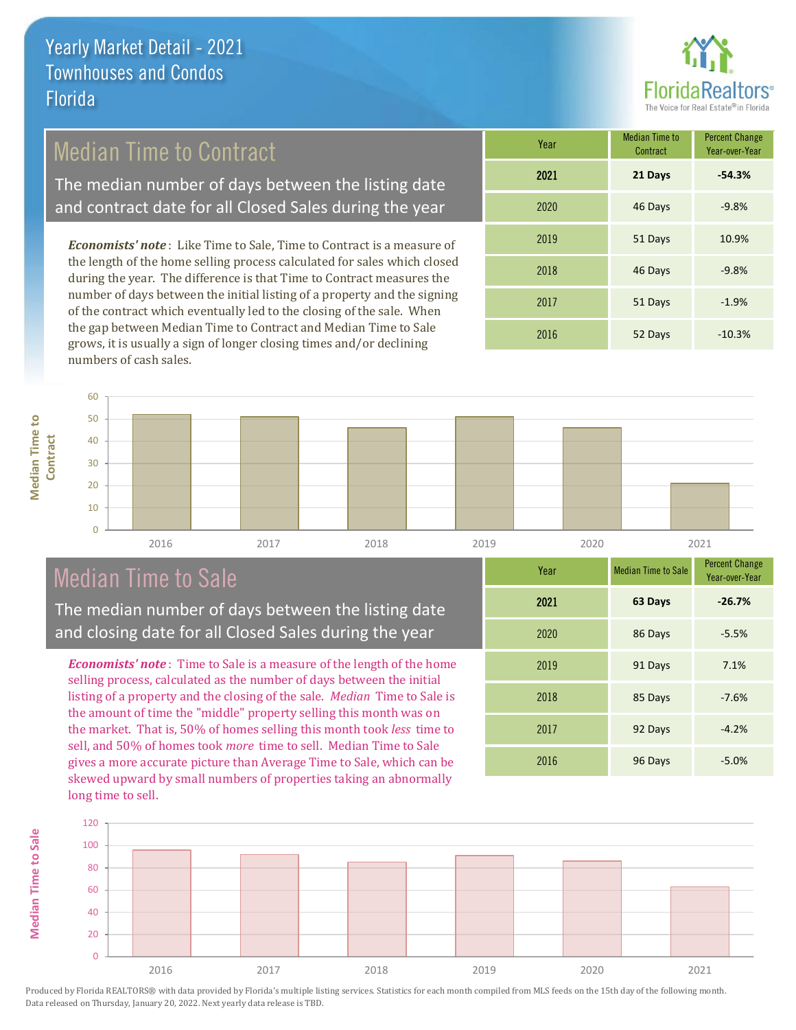# Yearly Market Detail - 2021
## Townhouses and Condos
## Florida

FloridaRealtors® The Voice for Real Estate® in Florida

## Median Time to Contract

The median number of days between the listing date and contract date for all Closed Sales during the year

*Economists' note*: Like Time to Sale, Time to Contract is a measure of the length of the home selling process calculated for sales which closed during the year. The difference is that Time to Contract measures the number of days between the initial listing of a property and the signing of the contract which eventually led to the closing of the sale. When the gap between Median Time to Contract and Median Time to Sale grows, it is usually a sign of longer closing times and/or declining numbers of cash sales.

| Year | Median Time to Contract | Percent Change Year-over-Year |
|---|---|---|
| **2021** | **21 Days** | **-54.3%** |
| 2020 | 46 Days | -9.8% |
| 2019 | 51 Days | 10.9% |
| 2018 | 46 Days | -9.8% |
| 2017 | 51 Days | -1.9% |
| 2016 | 52 Days | -10.3% |

## Median Time to Sale

The median number of days between the listing date and closing date for all Closed Sales during the year

*Economists' note*: Time to Sale is a measure of the length of the home selling process, calculated as the number of days between the initial listing of a property and the closing of the sale. *Median* Time to Sale is the amount of time the "middle" property selling this month was on the market. That is, 50% of homes selling this month took *less* time to sell, and 50% of homes took *more* time to sell. Median Time to Sale gives a more accurate picture than Average Time to Sale, which can be skewed upward by small numbers of properties taking an abnormally long time to sell.

| Year | Median Time to Sale | Percent Change Year-over-Year |
|---|---|---|
| **2021** | **63 Days** | **-26.7%** |
| 2020 | 86 Days | -5.5% |
| 2019 | 91 Days | 7.1% |
| 2018 | 85 Days | -7.6% |
| 2017 | 92 Days | -4.2% |
| 2016 | 96 Days | -5.0% |

Produced by Florida REALTORS® with data provided by Florida's multiple listing services. Statistics for each month compiled from MLS feeds on the 15th day of the following month. Data released on Thursday, January 20, 2022. Next yearly data release is TBD.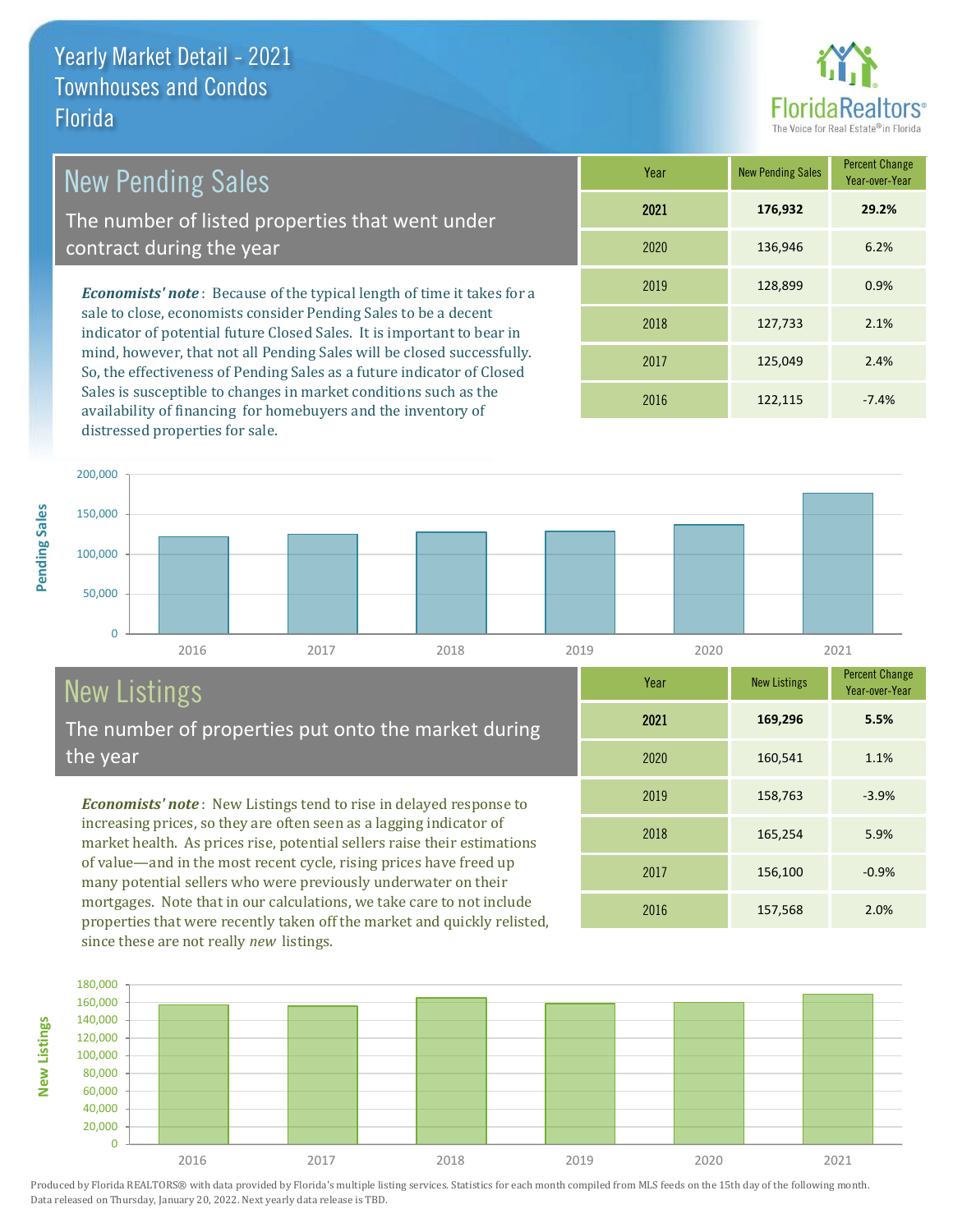# Yearly Market Detail - 2021
## Townhouses and Condos
## Florida

## New Pending Sales

The number of listed properties that went under contract during the year

***Economists' note***: Because of the typical length of time it takes for a sale to close, economists consider Pending Sales to be a decent indicator of potential future Closed Sales. It is important to bear in mind, however, that not all Pending Sales will be closed successfully. So, the effectiveness of Pending Sales as a future indicator of Closed Sales is susceptible to changes in market conditions such as the availability of financing for homebuyers and the inventory of distressed properties for sale.

| Year | New Pending Sales | Percent Change Year-over-Year |
|---|---|---|
| **2021** | **176,932** | **29.2%** |
| 2020 | 136,946 | 6.2% |
| 2019 | 128,899 | 0.9% |
| 2018 | 127,733 | 2.1% |
| 2017 | 125,049 | 2.4% |
| 2016 | 122,115 | -7.4% |

## New Listings

The number of properties put onto the market during the year

***Economists' note***: New Listings tend to rise in delayed response to increasing prices, so they are often seen as a lagging indicator of market health. As prices rise, potential sellers raise their estimations of value—and in the most recent cycle, rising prices have freed up many potential sellers who were previously underwater on their mortgages. Note that in our calculations, we take care to not include properties that were recently taken off the market and quickly relisted, since these are not really *new* listings.

| Year | New Listings | Percent Change Year-over-Year |
|---|---|---|
| **2021** | **169,296** | **5.5%** |
| 2020 | 160,541 | 1.1% |
| 2019 | 158,763 | -3.9% |
| 2018 | 165,254 | 5.9% |
| 2017 | 156,100 | -0.9% |
| 2016 | 157,568 | 2.0% |

Produced by Florida REALTORS® with data provided by Florida's multiple listing services. Statistics for each month compiled from MLS feeds on the 15th day of the following month. Data released on Thursday, January 20, 2022. Next yearly data release is TBD.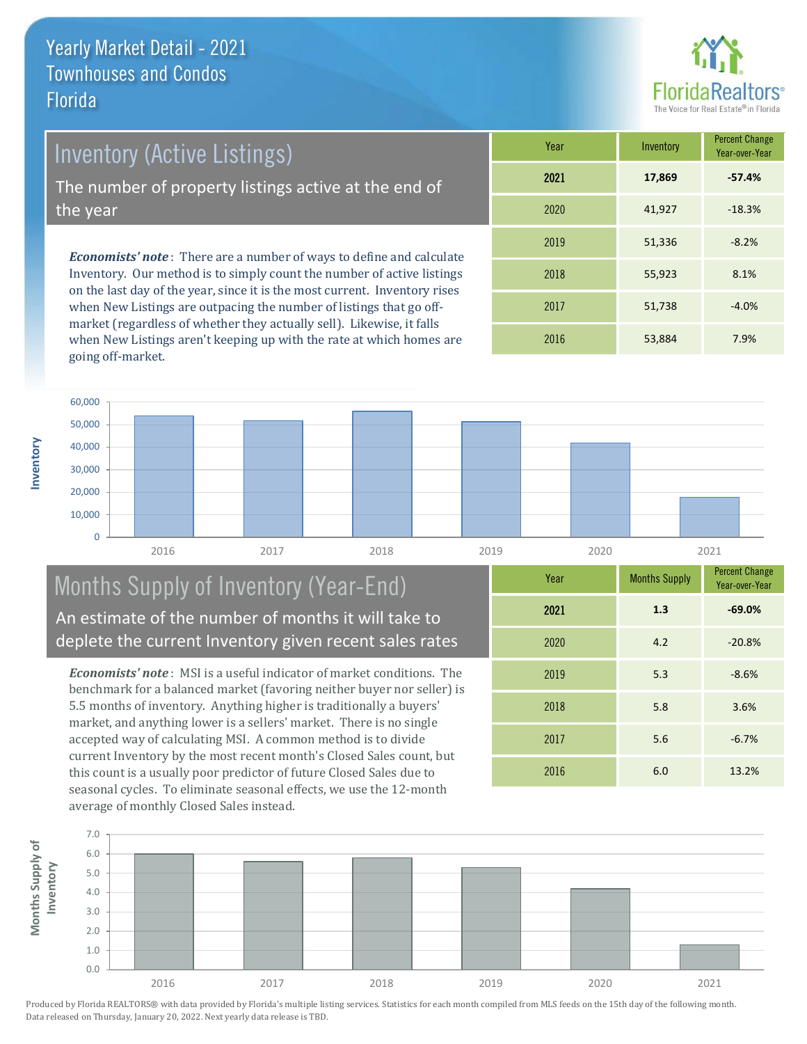# Yearly Market Detail - 2021
## Townhouses and Condos
## Florida

FloridaRealtors® The Voice for Real Estate® in Florida

## Inventory (Active Listings)

The number of property listings active at the end of the year

***Economists' note***: There are a number of ways to define and calculate Inventory. Our method is to simply count the number of active listings on the last day of the year, since it is the most current. Inventory rises when New Listings are outpacing the number of listings that go off-market (regardless of whether they actually sell). Likewise, it falls when New Listings aren't keeping up with the rate at which homes are going off-market.

| Year | Inventory | Percent Change Year-over-Year |
|---|---|---|
| **2021** | **17,869** | **-57.4%** |
| 2020 | 41,927 | -18.3% |
| 2019 | 51,336 | -8.2% |
| 2018 | 55,923 | 8.1% |
| 2017 | 51,738 | -4.0% |
| 2016 | 53,884 | 7.9% |

## Months Supply of Inventory (Year-End)

An estimate of the number of months it will take to deplete the current Inventory given recent sales rates

***Economists' note***: MSI is a useful indicator of market conditions. The benchmark for a balanced market (favoring neither buyer nor seller) is 5.5 months of inventory. Anything higher is traditionally a buyers' market, and anything lower is a sellers' market. There is no single accepted way of calculating MSI. A common method is to divide current Inventory by the most recent month's Closed Sales count, but this count is a usually poor predictor of future Closed Sales due to seasonal cycles. To eliminate seasonal effects, we use the 12-month average of monthly Closed Sales instead.

| Year | Months Supply | Percent Change Year-over-Year |
|---|---|---|
| **2021** | **1.3** | **-69.0%** |
| 2020 | 4.2 | -20.8% |
| 2019 | 5.3 | -8.6% |
| 2018 | 5.8 | 3.6% |
| 2017 | 5.6 | -6.7% |
| 2016 | 6.0 | 13.2% |

Produced by Florida REALTORS® with data provided by Florida's multiple listing services. Statistics for each month compiled from MLS feeds on the 15th day of the following month. Data released on Thursday, January 20, 2022. Next yearly data release is TBD.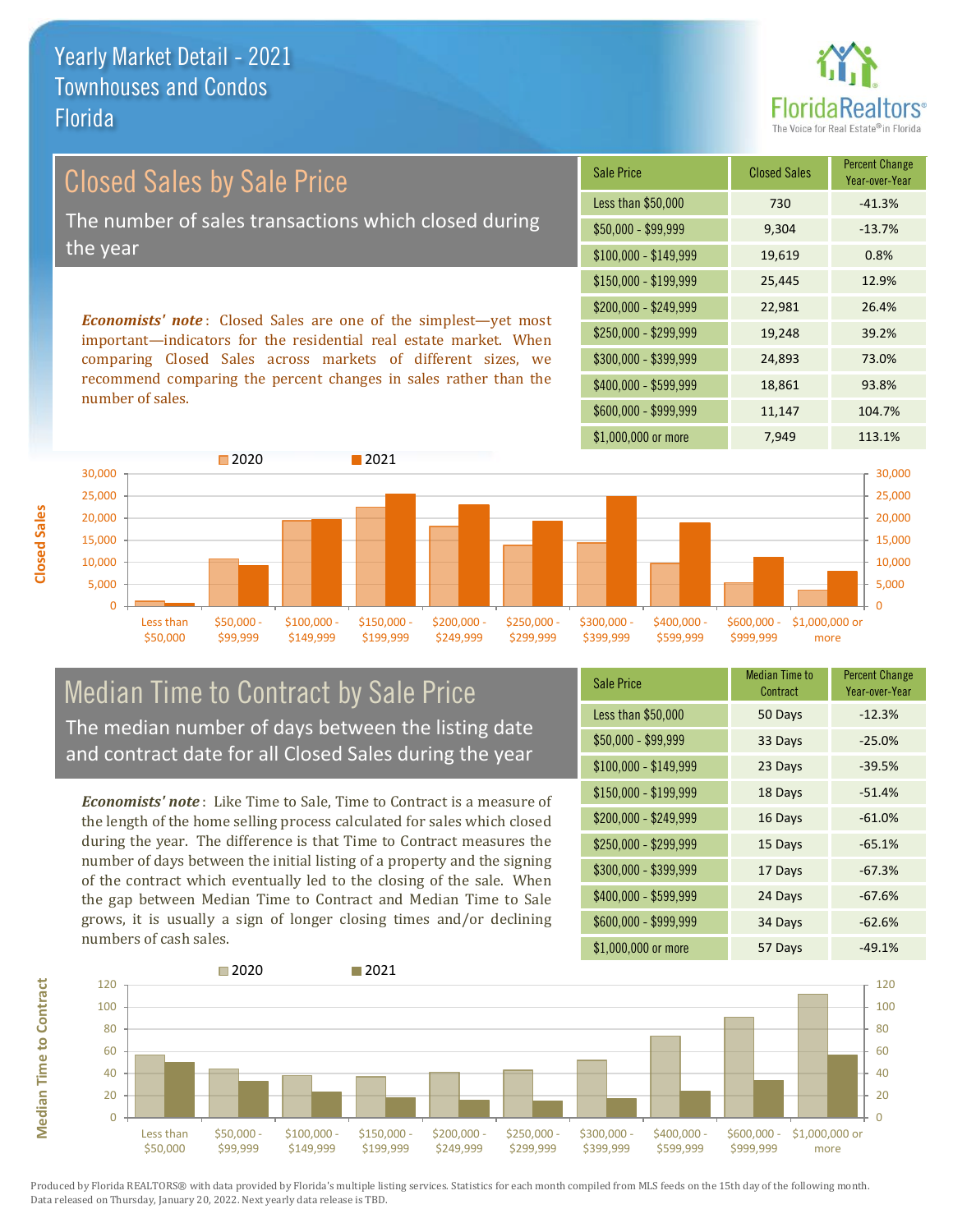# Yearly Market Detail - 2021
## Townhouses and Condos
## Florida

## Closed Sales by Sale Price

The number of sales transactions which closed during the year

***Economists' note***: Closed Sales are one of the simplest—yet most important—indicators for the residential real estate market. When comparing Closed Sales across markets of different sizes, we recommend comparing the percent changes in sales rather than the number of sales.

| Sale Price | Closed Sales | Percent Change Year-over-Year |
|---|---|---|
| Less than $50,000 | 730 | -41.3% |
| $50,000 - $99,999 | 9,304 | -13.7% |
| $100,000 - $149,999 | 19,619 | 0.8% |
| $150,000 - $199,999 | 25,445 | 12.9% |
| $200,000 - $249,999 | 22,981 | 26.4% |
| $250,000 - $299,999 | 19,248 | 39.2% |
| $300,000 - $399,999 | 24,893 | 73.0% |
| $400,000 - $599,999 | 18,861 | 93.8% |
| $600,000 - $999,999 | 11,147 | 104.7% |
| $1,000,000 or more | 7,949 | 113.1% |

## Median Time to Contract by Sale Price

The median number of days between the listing date and contract date for all Closed Sales during the year

***Economists' note***: Like Time to Sale, Time to Contract is a measure of the length of the home selling process calculated for sales which closed during the year. The difference is that Time to Contract measures the number of days between the initial listing of a property and the signing of the contract which eventually led to the closing of the sale. When the gap between Median Time to Contract and Median Time to Sale grows, it is usually a sign of longer closing times and/or declining numbers of cash sales.

| Sale Price | Median Time to Contract | Percent Change Year-over-Year |
|---|---|---|
| Less than $50,000 | 50 Days | -12.3% |
| $50,000 - $99,999 | 33 Days | -25.0% |
| $100,000 - $149,999 | 23 Days | -39.5% |
| $150,000 - $199,999 | 18 Days | -51.4% |
| $200,000 - $249,999 | 16 Days | -61.0% |
| $250,000 - $299,999 | 15 Days | -65.1% |
| $300,000 - $399,999 | 17 Days | -67.3% |
| $400,000 - $599,999 | 24 Days | -67.6% |
| $600,000 - $999,999 | 34 Days | -62.6% |
| $1,000,000 or more | 57 Days | -49.1% |

Produced by Florida REALTORS® with data provided by Florida's multiple listing services. Statistics for each month compiled from MLS feeds on the 15th day of the following month. Data released on Thursday, January 20, 2022. Next yearly data release is TBD.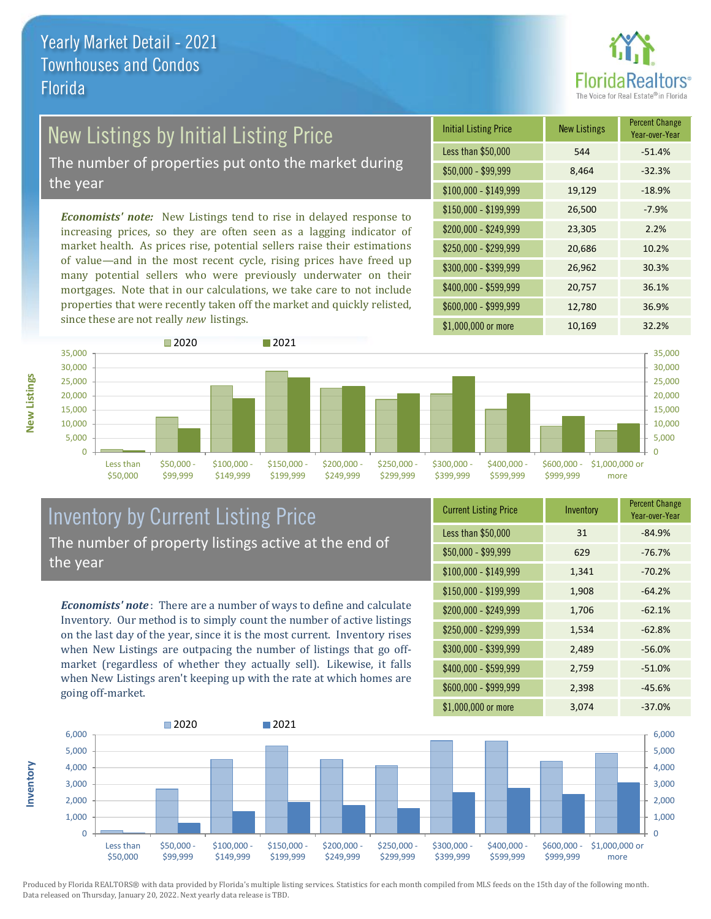Yearly Market Detail - 2021
Townhouses and Condos
Florida

# New Listings by Initial Listing Price

The number of properties put onto the market during the year

*Economists' note:* New Listings tend to rise in delayed response to increasing prices, so they are often seen as a lagging indicator of market health. As prices rise, potential sellers raise their estimations of value—and in the most recent cycle, rising prices have freed up many potential sellers who were previously underwater on their mortgages. Note that in our calculations, we take care to not include properties that were recently taken off the market and quickly relisted, since these are not really *new* listings.

| Initial Listing Price | New Listings | Percent Change Year-over-Year |
|---|---|---|
| Less than $50,000 | 544 | -51.4% |
| $50,000 - $99,999 | 8,464 | -32.3% |
| $100,000 - $149,999 | 19,129 | -18.9% |
| $150,000 - $199,999 | 26,500 | -7.9% |
| $200,000 - $249,999 | 23,305 | 2.2% |
| $250,000 - $299,999 | 20,686 | 10.2% |
| $300,000 - $399,999 | 26,962 | 30.3% |
| $400,000 - $599,999 | 20,757 | 36.1% |
| $600,000 - $999,999 | 12,780 | 36.9% |
| $1,000,000 or more | 10,169 | 32.2% |

# Inventory by Current Listing Price

The number of property listings active at the end of the year

*Economists' note*: There are a number of ways to define and calculate Inventory. Our method is to simply count the number of active listings on the last day of the year, since it is the most current. Inventory rises when New Listings are outpacing the number of listings that go off-market (regardless of whether they actually sell). Likewise, it falls when New Listings aren't keeping up with the rate at which homes are going off-market.

| Current Listing Price | Inventory | Percent Change Year-over-Year |
|---|---|---|
| Less than $50,000 | 31 | -84.9% |
| $50,000 - $99,999 | 629 | -76.7% |
| $100,000 - $149,999 | 1,341 | -70.2% |
| $150,000 - $199,999 | 1,908 | -64.2% |
| $200,000 - $249,999 | 1,706 | -62.1% |
| $250,000 - $299,999 | 1,534 | -62.8% |
| $300,000 - $399,999 | 2,489 | -56.0% |
| $400,000 - $599,999 | 2,759 | -51.0% |
| $600,000 - $999,999 | 2,398 | -45.6% |
| $1,000,000 or more | 3,074 | -37.0% |

Produced by Florida REALTORS® with data provided by Florida's multiple listing services. Statistics for each month compiled from MLS feeds on the 15th day of the following month. Data released on Thursday, January 20, 2022. Next yearly data release is TBD.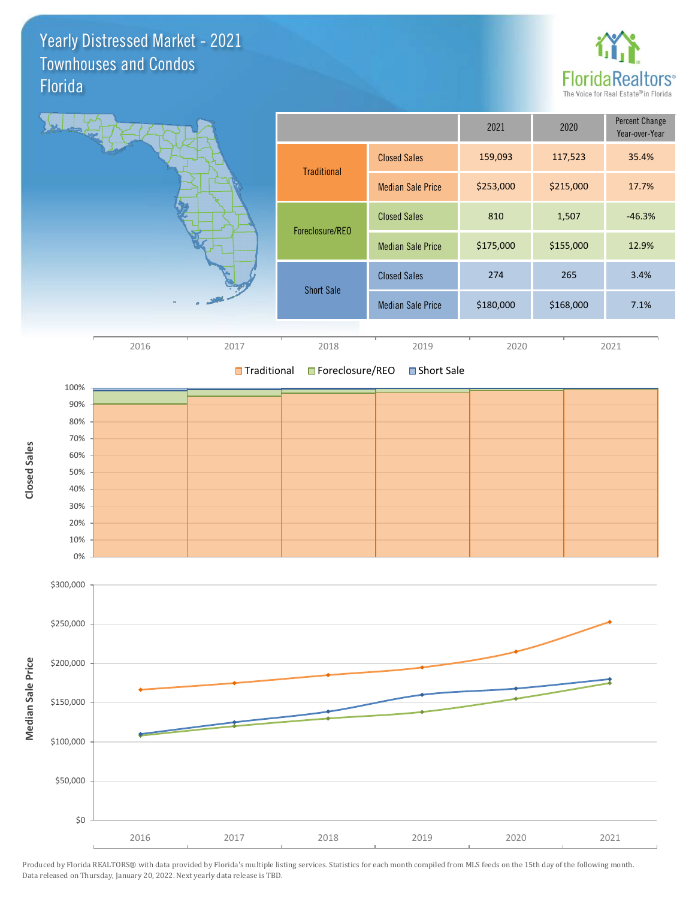# Yearly Distressed Market - 2021
## Townhouses and Condos
## Florida

FloridaRealtors®
The Voice for Real Estate® in Florida

| | | 2021 | 2020 | Percent Change Year-over-Year |
|---|---|---|---|---|
| Traditional | Closed Sales | 159,093 | 117,523 | 35.4% |
| | Median Sale Price | $253,000 | $215,000 | 17.7% |
| Foreclosure/REO | Closed Sales | 810 | 1,507 | -46.3% |
| | Median Sale Price | $175,000 | $155,000 | 12.9% |
| Short Sale | Closed Sales | 274 | 265 | 3.4% |
| | Median Sale Price | $180,000 | $168,000 | 7.1% |

2016 2017 2018 2019 2020 2021

Traditional Foreclosure/REO Short Sale

Closed Sales

100% 90% 80% 70% 60% 50% 40% 30% 20% 10% 0%

Median Sale Price

$300,000 $250,000 $200,000 $150,000 $100,000 $50,000 $0

2016 2017 2018 2019 2020 2021

Produced by Florida REALTORS® with data provided by Florida's multiple listing services. Statistics for each month compiled from MLS feeds on the 15th day of the following month. Data released on Thursday, January 20, 2022. Next yearly data release is TBD.